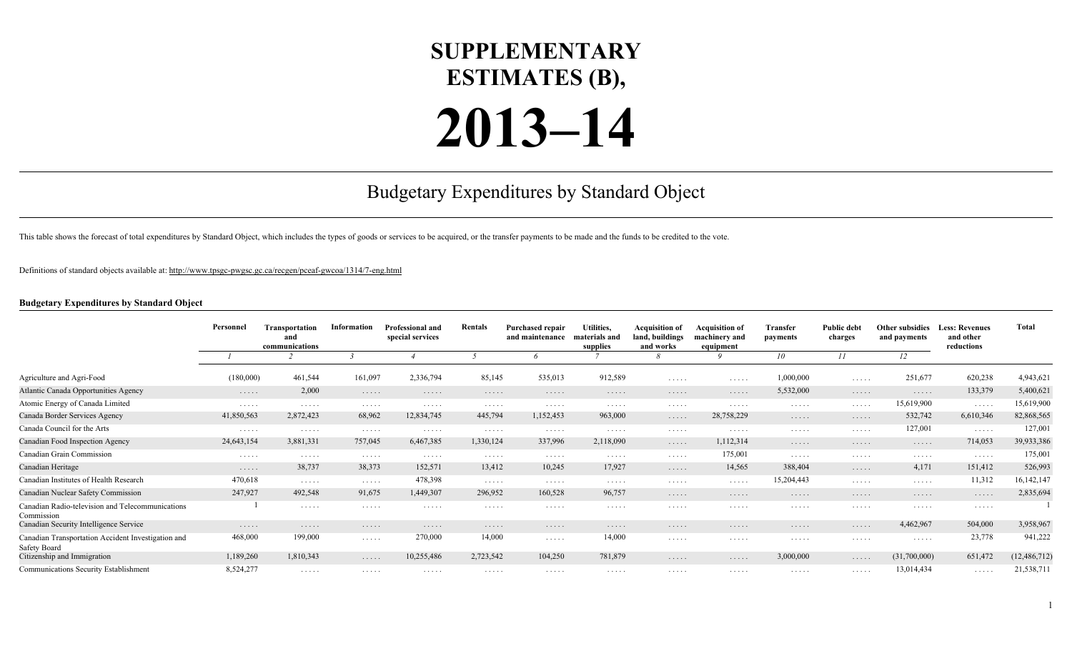# SUPPLEMENTARY ESTIMATES (B), 2013–14

## Budgetary Expenditures by Standard Object

This table shows the forecast of total expenditures by Standard Object, which includes the types of goods or services to be acquired, or the transfer payments to be made and the funds to be credited to the vote.

Definitions of standard objects available at: http://www.tpsgc-pwgsc.gc.ca/recgen/pceaf-gwcoa/1314/7-eng.html

**Budgetary Expenditures by Standard Object**

| | Personnel | Transportation and communications | Information | Professional and special services | Rentals | Purchased repair and maintenance | Utilities, materials and supplies | Acquisition of land, buildings and works | Acquisition of machinery and equipment | Transfer payments | Public debt charges | Other subsidies and payments | Less: Revenues and other reductions | Total |
|---|---|---|---|---|---|---|---|---|---|---|---|---|---|---|
| | *1* | *2* | *3* | *4* | *5* | *6* | *7* | *8* | *9* | *10* | *11* | *12* | | |
| Agriculture and Agri-Food | (180,000) | 461,544 | 161,097 | 2,336,794 | 85,145 | 535,013 | 912,589 | . . . . . | . . . . . | 1,000,000 | . . . . . | 251,677 | 620,238 | 4,943,621 |
| Atlantic Canada Opportunities Agency | . . . . . | 2,000 | . . . . . | . . . . . | . . . . . | . . . . . | . . . . . | . . . . . | . . . . . | 5,532,000 | . . . . . | . . . . . | 133,379 | 5,400,621 |
| Atomic Energy of Canada Limited | . . . . . | . . . . . | . . . . . | . . . . . | . . . . . | . . . . . | . . . . . | . . . . . | . . . . . | . . . . . | . . . . . | 15,619,900 | . . . . . | 15,619,900 |
| Canada Border Services Agency | 41,850,563 | 2,872,423 | 68,962 | 12,834,745 | 445,794 | 1,152,453 | 963,000 | . . . . . | 28,758,229 | . . . . . | . . . . . | 532,742 | 6,610,346 | 82,868,565 |
| Canada Council for the Arts | . . . . . | . . . . . | . . . . . | . . . . . | . . . . . | . . . . . | . . . . . | . . . . . | . . . . . | . . . . . | . . . . . | 127,001 | . . . . . | 127,001 |
| Canadian Food Inspection Agency | 24,643,154 | 3,881,331 | 757,045 | 6,467,385 | 1,330,124 | 337,996 | 2,118,090 | . . . . . | 1,112,314 | . . . . . | . . . . . | . . . . . | 714,053 | 39,933,386 |
| Canadian Grain Commission | . . . . . | . . . . . | . . . . . | . . . . . | . . . . . | . . . . . | . . . . . | . . . . . | 175,001 | . . . . . | . . . . . | . . . . . | . . . . . | 175,001 |
| Canadian Heritage | . . . . . | 38,737 | 38,373 | 152,571 | 13,412 | 10,245 | 17,927 | . . . . . | 14,565 | 388,404 | . . . . . | 4,171 | 151,412 | 526,993 |
| Canadian Institutes of Health Research | 470,618 | . . . . . | . . . . . | 478,398 | . . . . . | . . . . . | . . . . . | . . . . . | . . . . . | 15,204,443 | . . . . . | . . . . . | 11,312 | 16,142,147 |
| Canadian Nuclear Safety Commission | 247,927 | 492,548 | 91,675 | 1,449,307 | 296,952 | 160,528 | 96,757 | . . . . . | . . . . . | . . . . . | . . . . . | . . . . . | . . . . . | 2,835,694 |
| Canadian Radio-television and Telecommunications Commission | 1 | . . . . . | . . . . . | . . . . . | . . . . . | . . . . . | . . . . . | . . . . . | . . . . . | . . . . . | . . . . . | . . . . . | . . . . . | 1 |
| Canadian Security Intelligence Service | . . . . . | . . . . . | . . . . . | . . . . . | . . . . . | . . . . . | . . . . . | . . . . . | . . . . . | . . . . . | . . . . . | 4,462,967 | 504,000 | 3,958,967 |
| Canadian Transportation Accident Investigation and Safety Board | 468,000 | 199,000 | . . . . . | 270,000 | 14,000 | . . . . . | 14,000 | . . . . . | . . . . . | . . . . . | . . . . . | . . . . . | 23,778 | 941,222 |
| Citizenship and Immigration | 1,189,260 | 1,810,343 | . . . . . | 10,255,486 | 2,723,542 | 104,250 | 781,879 | . . . . . | . . . . . | 3,000,000 | . . . . . | (31,700,000) | 651,472 | (12,486,712) |
| Communications Security Establishment | 8,524,277 | . . . . . | . . . . . | . . . . . | . . . . . | . . . . . | . . . . . | . . . . . | . . . . . | . . . . . | . . . . . | 13,014,434 | . . . . . | 21,538,711 |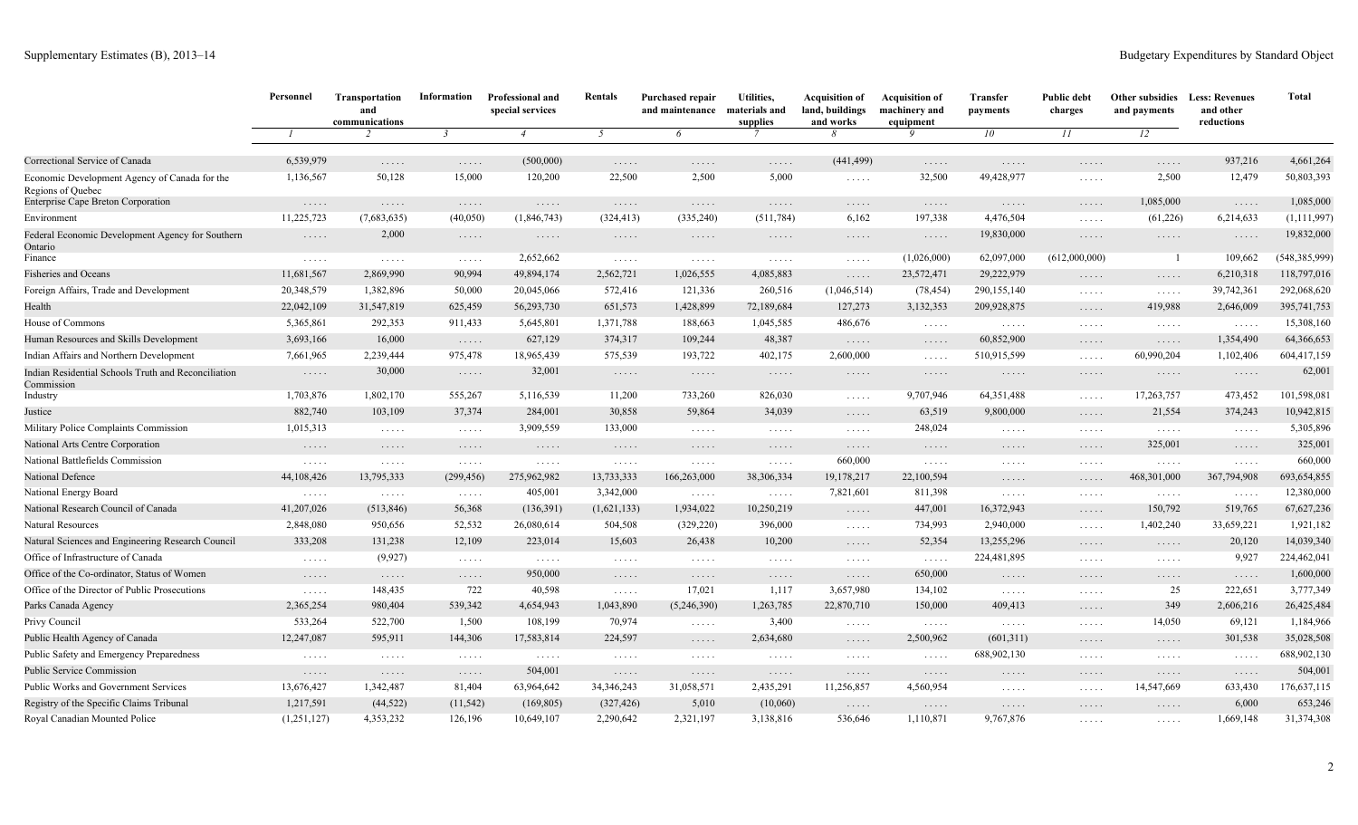| | Personnel | Transportation and communications | Information | Professional and special services | Rentals | Purchased repair and maintenance | Utilities, materials and supplies | Acquisition of land, buildings and works | Acquisition of machinery and equipment | Transfer payments | Public debt charges | Other subsidies and payments | Less: Revenues and other reductions | Total |
|---|---|---|---|---|---|---|---|---|---|---|---|---|---|---|
| | *1* | *2* | *3* | *4* | *5* | *6* | *7* | *8* | *9* | *10* | *11* | *12* | | |
| Correctional Service of Canada | 6,539,979 | ..... | ..... | (500,000) | ..... | ..... | ..... | (441,499) | ..... | ..... | ..... | ..... | 937,216 | 4,661,264 |
| Economic Development Agency of Canada for the Regions of Quebec | 1,136,567 | 50,128 | 15,000 | 120,200 | 22,500 | 2,500 | 5,000 | ..... | 32,500 | 49,428,977 | ..... | 2,500 | 12,479 | 50,803,393 |
| Enterprise Cape Breton Corporation | ..... | ..... | ..... | ..... | ..... | ..... | ..... | ..... | ..... | ..... | ..... | 1,085,000 | ..... | 1,085,000 |
| Environment | 11,225,723 | (7,683,635) | (40,050) | (1,846,743) | (324,413) | (335,240) | (511,784) | 6,162 | 197,338 | 4,476,504 | ..... | (61,226) | 6,214,633 | (1,111,997) |
| Federal Economic Development Agency for Southern Ontario | ..... | 2,000 | ..... | ..... | ..... | ..... | ..... | ..... | ..... | 19,830,000 | ..... | ..... | ..... | 19,832,000 |
| Finance | ..... | ..... | ..... | 2,652,662 | ..... | ..... | ..... | ..... | (1,026,000) | 62,097,000 | (612,000,000) | 1 | 109,662 | (548,385,999) |
| Fisheries and Oceans | 11,681,567 | 2,869,990 | 90,994 | 49,894,174 | 2,562,721 | 1,026,555 | 4,085,883 | ..... | 23,572,471 | 29,222,979 | ..... | ..... | 6,210,318 | 118,797,016 |
| Foreign Affairs, Trade and Development | 20,348,579 | 1,382,896 | 50,000 | 20,045,066 | 572,416 | 121,336 | 260,516 | (1,046,514) | (78,454) | 290,155,140 | ..... | ..... | 39,742,361 | 292,068,620 |
| Health | 22,042,109 | 31,547,819 | 625,459 | 56,293,730 | 651,573 | 1,428,899 | 72,189,684 | 127,273 | 3,132,353 | 209,928,875 | ..... | 419,988 | 2,646,009 | 395,741,753 |
| House of Commons | 5,365,861 | 292,353 | 911,433 | 5,645,801 | 1,371,788 | 188,663 | 1,045,585 | 486,676 | ..... | ..... | ..... | ..... | ..... | 15,308,160 |
| Human Resources and Skills Development | 3,693,166 | 16,000 | ..... | 627,129 | 374,317 | 109,244 | 48,387 | ..... | ..... | 60,852,900 | ..... | ..... | 1,354,490 | 64,366,653 |
| Indian Affairs and Northern Development | 7,661,965 | 2,239,444 | 975,478 | 18,965,439 | 575,539 | 193,722 | 402,175 | 2,600,000 | ..... | 510,915,599 | ..... | 60,990,204 | 1,102,406 | 604,417,159 |
| Indian Residential Schools Truth and Reconciliation Commission | ..... | 30,000 | ..... | 32,001 | ..... | ..... | ..... | ..... | ..... | ..... | ..... | ..... | ..... | 62,001 |
| Industry | 1,703,876 | 1,802,170 | 555,267 | 5,116,539 | 11,200 | 733,260 | 826,030 | ..... | 9,707,946 | 64,351,488 | ..... | 17,263,757 | 473,452 | 101,598,081 |
| Justice | 882,740 | 103,109 | 37,374 | 284,001 | 30,858 | 59,864 | 34,039 | ..... | 63,519 | 9,800,000 | ..... | 21,554 | 374,243 | 10,942,815 |
| Military Police Complaints Commission | 1,015,313 | ..... | ..... | 3,909,559 | 133,000 | ..... | ..... | ..... | 248,024 | ..... | ..... | ..... | ..... | 5,305,896 |
| National Arts Centre Corporation | ..... | ..... | ..... | ..... | ..... | ..... | ..... | ..... | ..... | ..... | ..... | 325,001 | ..... | 325,001 |
| National Battlefields Commission | ..... | ..... | ..... | ..... | ..... | ..... | ..... | 660,000 | ..... | ..... | ..... | ..... | ..... | 660,000 |
| National Defence | 44,108,426 | 13,795,333 | (299,456) | 275,962,982 | 13,733,333 | 166,263,000 | 38,306,334 | 19,178,217 | 22,100,594 | ..... | ..... | 468,301,000 | 367,794,908 | 693,654,855 |
| National Energy Board | ..... | ..... | ..... | 405,001 | 3,342,000 | ..... | ..... | 7,821,601 | 811,398 | ..... | ..... | ..... | ..... | 12,380,000 |
| National Research Council of Canada | 41,207,026 | (513,846) | 56,368 | (136,391) | (1,621,133) | 1,934,022 | 10,250,219 | ..... | 447,001 | 16,372,943 | ..... | 150,792 | 519,765 | 67,627,236 |
| Natural Resources | 2,848,080 | 950,656 | 52,532 | 26,080,614 | 504,508 | (329,220) | 396,000 | ..... | 734,993 | 2,940,000 | ..... | 1,402,240 | 33,659,221 | 1,921,182 |
| Natural Sciences and Engineering Research Council | 333,208 | 131,238 | 12,109 | 223,014 | 15,603 | 26,438 | 10,200 | ..... | 52,354 | 13,255,296 | ..... | ..... | 20,120 | 14,039,340 |
| Office of Infrastructure of Canada | ..... | (9,927) | ..... | ..... | ..... | ..... | ..... | ..... | ..... | 224,481,895 | ..... | ..... | 9,927 | 224,462,041 |
| Office of the Co-ordinator, Status of Women | ..... | ..... | ..... | 950,000 | ..... | ..... | ..... | ..... | 650,000 | ..... | ..... | ..... | ..... | 1,600,000 |
| Office of the Director of Public Prosecutions | ..... | 148,435 | 722 | 40,598 | ..... | 17,021 | 1,117 | 3,657,980 | 134,102 | ..... | ..... | 25 | 222,651 | 3,777,349 |
| Parks Canada Agency | 2,365,254 | 980,404 | 539,342 | 4,654,943 | 1,043,890 | (5,246,390) | 1,263,785 | 22,870,710 | 150,000 | 409,413 | ..... | 349 | 2,606,216 | 26,425,484 |
| Privy Council | 533,264 | 522,700 | 1,500 | 108,199 | 70,974 | ..... | 3,400 | ..... | ..... | ..... | ..... | 14,050 | 69,121 | 1,184,966 |
| Public Health Agency of Canada | 12,247,087 | 595,911 | 144,306 | 17,583,814 | 224,597 | ..... | 2,634,680 | ..... | 2,500,962 | (601,311) | ..... | ..... | 301,538 | 35,028,508 |
| Public Safety and Emergency Preparedness | ..... | ..... | ..... | ..... | ..... | ..... | ..... | ..... | ..... | 688,902,130 | ..... | ..... | ..... | 688,902,130 |
| Public Service Commission | ..... | ..... | ..... | 504,001 | ..... | ..... | ..... | ..... | ..... | ..... | ..... | ..... | ..... | 504,001 |
| Public Works and Government Services | 13,676,427 | 1,342,487 | 81,404 | 63,964,642 | 34,346,243 | 31,058,571 | 2,435,291 | 11,256,857 | 4,560,954 | ..... | ..... | 14,547,669 | 633,430 | 176,637,115 |
| Registry of the Specific Claims Tribunal | 1,217,591 | (44,522) | (11,542) | (169,805) | (327,426) | 5,010 | (10,060) | ..... | ..... | ..... | ..... | ..... | 6,000 | 653,246 |
| Royal Canadian Mounted Police | (1,251,127) | 4,353,232 | 126,196 | 10,649,107 | 2,290,642 | 2,321,197 | 3,138,816 | 536,646 | 1,110,871 | 9,767,876 | ..... | ..... | 1,669,148 | 31,374,308 |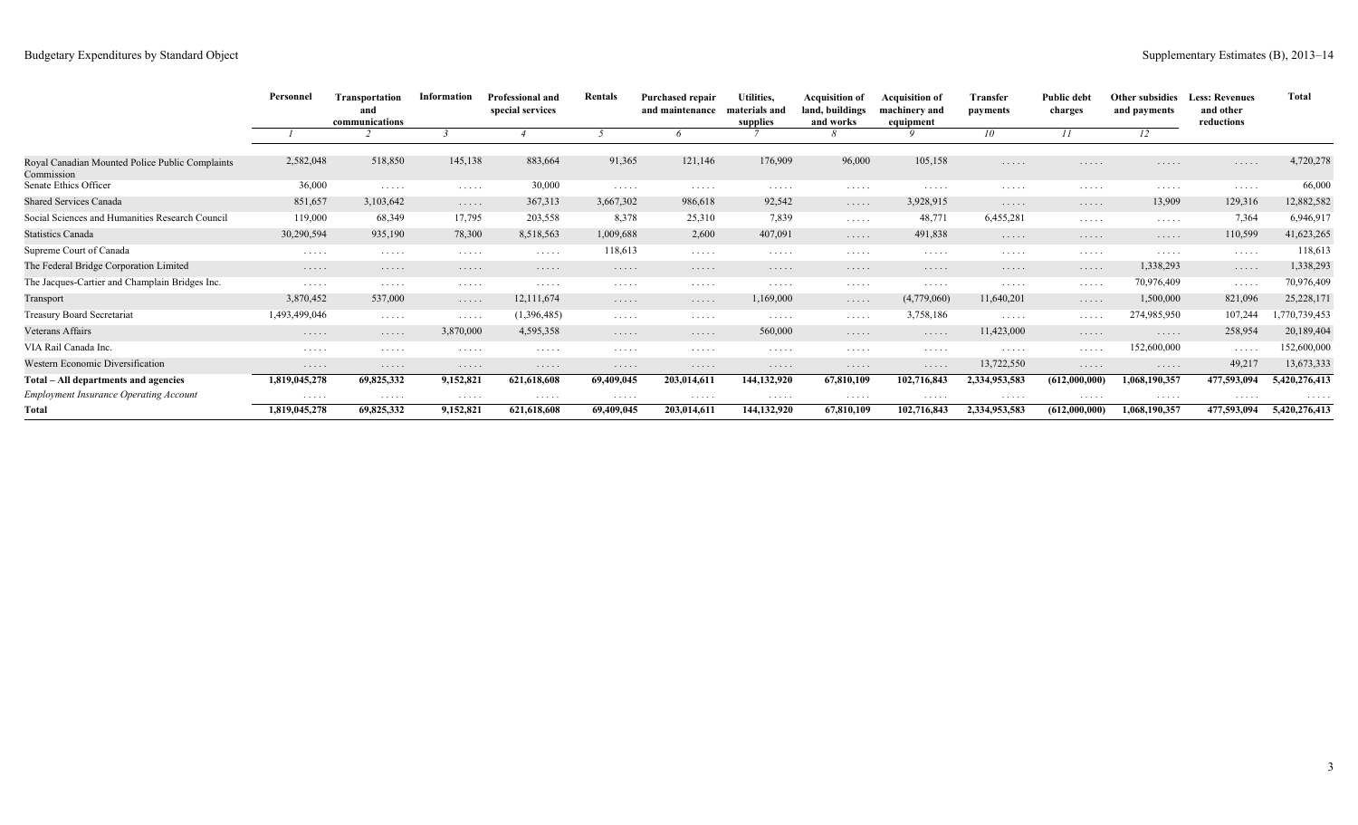| | Personnel | Transportation and communications | Information | Professional and special services | Rentals | Purchased repair and maintenance | Utilities, materials and supplies | Acquisition of land, buildings and works | Acquisition of machinery and equipment | Transfer payments | Public debt charges | Other subsidies and payments | Less: Revenues and other reductions | Total |
|---|---|---|---|---|---|---|---|---|---|---|---|---|---|---|
| | *1* | *2* | *3* | *4* | *5* | *6* | *7* | *8* | *9* | *10* | *11* | *12* | | |
| Royal Canadian Mounted Police Public Complaints Commission | 2,582,048 | 518,850 | 145,138 | 883,664 | 91,365 | 121,146 | 176,909 | 96,000 | 105,158 | ..... | ..... | ..... | ..... | 4,720,278 |
| Senate Ethics Officer | 36,000 | ..... | ..... | 30,000 | ..... | ..... | ..... | ..... | ..... | ..... | ..... | ..... | ..... | 66,000 |
| Shared Services Canada | 851,657 | 3,103,642 | ..... | 367,313 | 3,667,302 | 986,618 | 92,542 | ..... | 3,928,915 | ..... | ..... | 13,909 | 129,316 | 12,882,582 |
| Social Sciences and Humanities Research Council | 119,000 | 68,349 | 17,795 | 203,558 | 8,378 | 25,310 | 7,839 | ..... | 48,771 | 6,455,281 | ..... | ..... | 7,364 | 6,946,917 |
| Statistics Canada | 30,290,594 | 935,190 | 78,300 | 8,518,563 | 1,009,688 | 2,600 | 407,091 | ..... | 491,838 | ..... | ..... | ..... | 110,599 | 41,623,265 |
| Supreme Court of Canada | ..... | ..... | ..... | ..... | 118,613 | ..... | ..... | ..... | ..... | ..... | ..... | ..... | ..... | 118,613 |
| The Federal Bridge Corporation Limited | ..... | ..... | ..... | ..... | ..... | ..... | ..... | ..... | ..... | ..... | ..... | 1,338,293 | ..... | 1,338,293 |
| The Jacques-Cartier and Champlain Bridges Inc. | ..... | ..... | ..... | ..... | ..... | ..... | ..... | ..... | ..... | ..... | ..... | 70,976,409 | ..... | 70,976,409 |
| Transport | 3,870,452 | 537,000 | ..... | 12,111,674 | ..... | ..... | 1,169,000 | ..... | (4,779,060) | 11,640,201 | ..... | 1,500,000 | 821,096 | 25,228,171 |
| Treasury Board Secretariat | 1,493,499,046 | ..... | ..... | (1,396,485) | ..... | ..... | ..... | ..... | 3,758,186 | ..... | ..... | 274,985,950 | 107,244 | 1,770,739,453 |
| Veterans Affairs | ..... | ..... | 3,870,000 | 4,595,358 | ..... | ..... | 560,000 | ..... | ..... | 11,423,000 | ..... | ..... | 258,954 | 20,189,404 |
| VIA Rail Canada Inc. | ..... | ..... | ..... | ..... | ..... | ..... | ..... | ..... | ..... | ..... | ..... | 152,600,000 | ..... | 152,600,000 |
| Western Economic Diversification | ..... | ..... | ..... | ..... | ..... | ..... | ..... | ..... | ..... | 13,722,550 | ..... | ..... | 49,217 | 13,673,333 |
| **Total – All departments and agencies** | **1,819,045,278** | **69,825,332** | **9,152,821** | **621,618,608** | **69,409,045** | **203,014,611** | **144,132,920** | **67,810,109** | **102,716,843** | **2,334,953,583** | **(612,000,000)** | **1,068,190,357** | **477,593,094** | **5,420,276,413** |
| *Employment Insurance Operating Account* | ..... | ..... | ..... | ..... | ..... | ..... | ..... | ..... | ..... | ..... | ..... | ..... | ..... | ..... |
| **Total** | **1,819,045,278** | **69,825,332** | **9,152,821** | **621,618,608** | **69,409,045** | **203,014,611** | **144,132,920** | **67,810,109** | **102,716,843** | **2,334,953,583** | **(612,000,000)** | **1,068,190,357** | **477,593,094** | **5,420,276,413** |